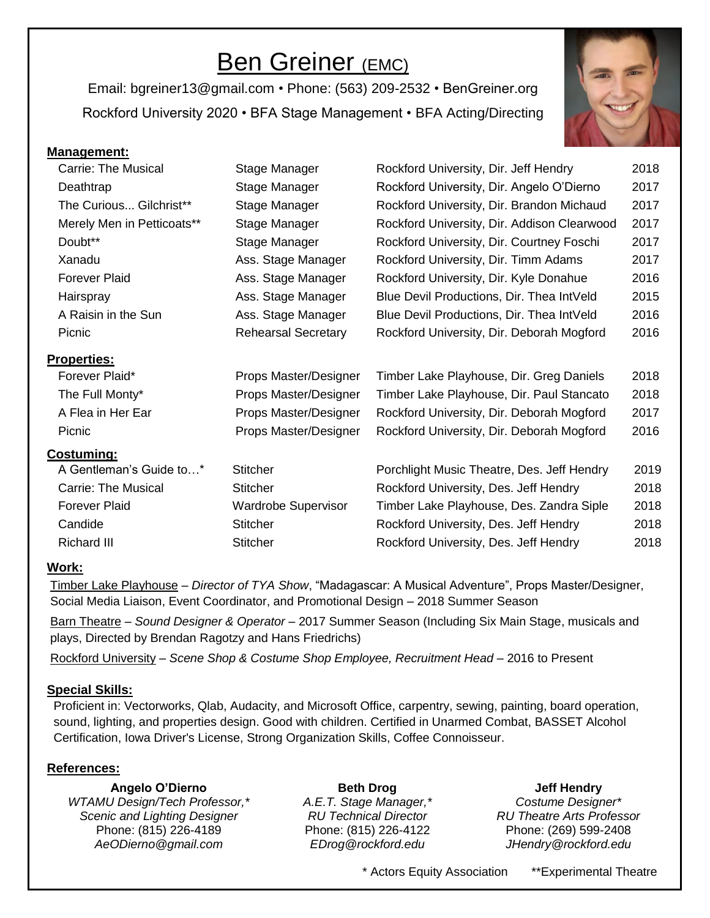# Ben Greiner (EMC)

Email: bgreiner13@gmail.com • Phone: (563) 209-2532 • BenGreiner.org

Rockford University 2020 • BFA Stage Management • BFA Acting/Directing

## Management:

| | | | |
|---|---|---|---|
| Carrie: The Musical | Stage Manager | Rockford University, Dir. Jeff Hendry | 2018 |
| Deathtrap | Stage Manager | Rockford University, Dir. Angelo O'Dierno | 2017 |
| The Curious... Gilchrist** | Stage Manager | Rockford University, Dir. Brandon Michaud | 2017 |
| Merely Men in Petticoats** | Stage Manager | Rockford University, Dir. Addison Clearwood | 2017 |
| Doubt** | Stage Manager | Rockford University, Dir. Courtney Foschi | 2017 |
| Xanadu | Ass. Stage Manager | Rockford University, Dir. Timm Adams | 2017 |
| Forever Plaid | Ass. Stage Manager | Rockford University, Dir. Kyle Donahue | 2016 |
| Hairspray | Ass. Stage Manager | Blue Devil Productions, Dir. Thea IntVeld | 2015 |
| A Raisin in the Sun | Ass. Stage Manager | Blue Devil Productions, Dir. Thea IntVeld | 2016 |
| Picnic | Rehearsal Secretary | Rockford University, Dir. Deborah Mogford | 2016 |

## Properties:

| | | | |
|---|---|---|---|
| Forever Plaid* | Props Master/Designer | Timber Lake Playhouse, Dir. Greg Daniels | 2018 |
| The Full Monty* | Props Master/Designer | Timber Lake Playhouse, Dir. Paul Stancato | 2018 |
| A Flea in Her Ear | Props Master/Designer | Rockford University, Dir. Deborah Mogford | 2017 |
| Picnic | Props Master/Designer | Rockford University, Dir. Deborah Mogford | 2016 |

## Costuming:

| | | | |
|---|---|---|---|
| A Gentleman's Guide to…* | Stitcher | Porchlight Music Theatre, Des. Jeff Hendry | 2019 |
| Carrie: The Musical | Stitcher | Rockford University, Des. Jeff Hendry | 2018 |
| Forever Plaid | Wardrobe Supervisor | Timber Lake Playhouse, Des. Zandra Siple | 2018 |
| Candide | Stitcher | Rockford University, Des. Jeff Hendry | 2018 |
| Richard III | Stitcher | Rockford University, Des. Jeff Hendry | 2018 |

## Work:

Timber Lake Playhouse – *Director of TYA Show*, "Madagascar: A Musical Adventure", Props Master/Designer, Social Media Liaison, Event Coordinator, and Promotional Design – 2018 Summer Season

Barn Theatre – *Sound Designer & Operator* – 2017 Summer Season (Including Six Main Stage, musicals and plays, Directed by Brendan Ragotzy and Hans Friedrichs)

Rockford University – *Scene Shop & Costume Shop Employee, Recruitment Head* – 2016 to Present

## Special Skills:

Proficient in: Vectorworks, Qlab, Audacity, and Microsoft Office, carpentry, sewing, painting, board operation, sound, lighting, and properties design. Good with children. Certified in Unarmed Combat, BASSET Alcohol Certification, Iowa Driver's License, Strong Organization Skills, Coffee Connoisseur.

## References:

**Angelo O'Dierno**
*WTAMU Design/Tech Professor,**
*Scenic and Lighting Designer*
Phone: (815) 226-4189
*AeODierno@gmail.com*

**Beth Drog**
*A.E.T. Stage Manager,**
*RU Technical Director*
Phone: (815) 226-4122
*EDrog@rockford.edu*

**Jeff Hendry**
*Costume Designer**
*RU Theatre Arts Professor*
Phone: (269) 599-2408
*JHendry@rockford.edu*

\* Actors Equity Association  ** Experimental Theatre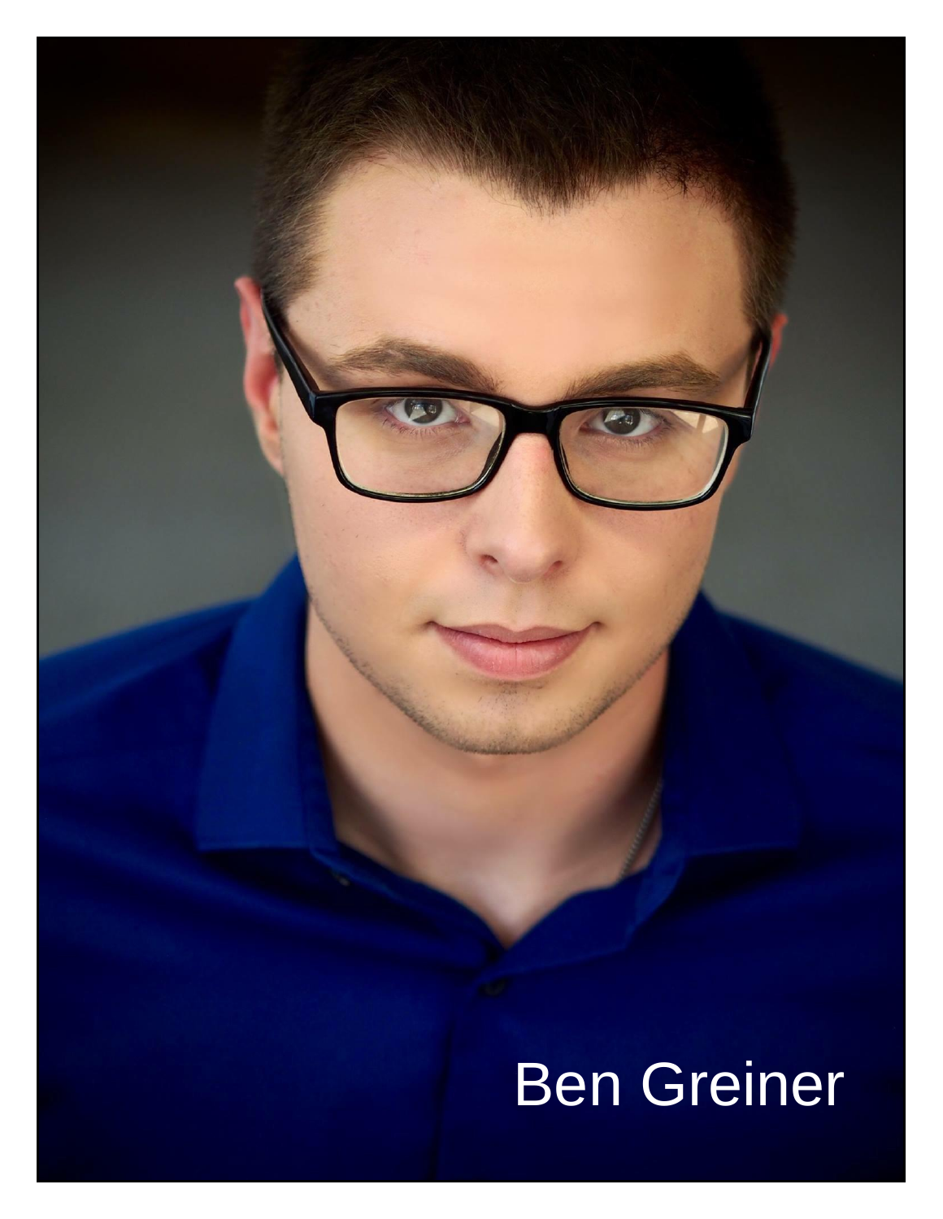Ben Greiner